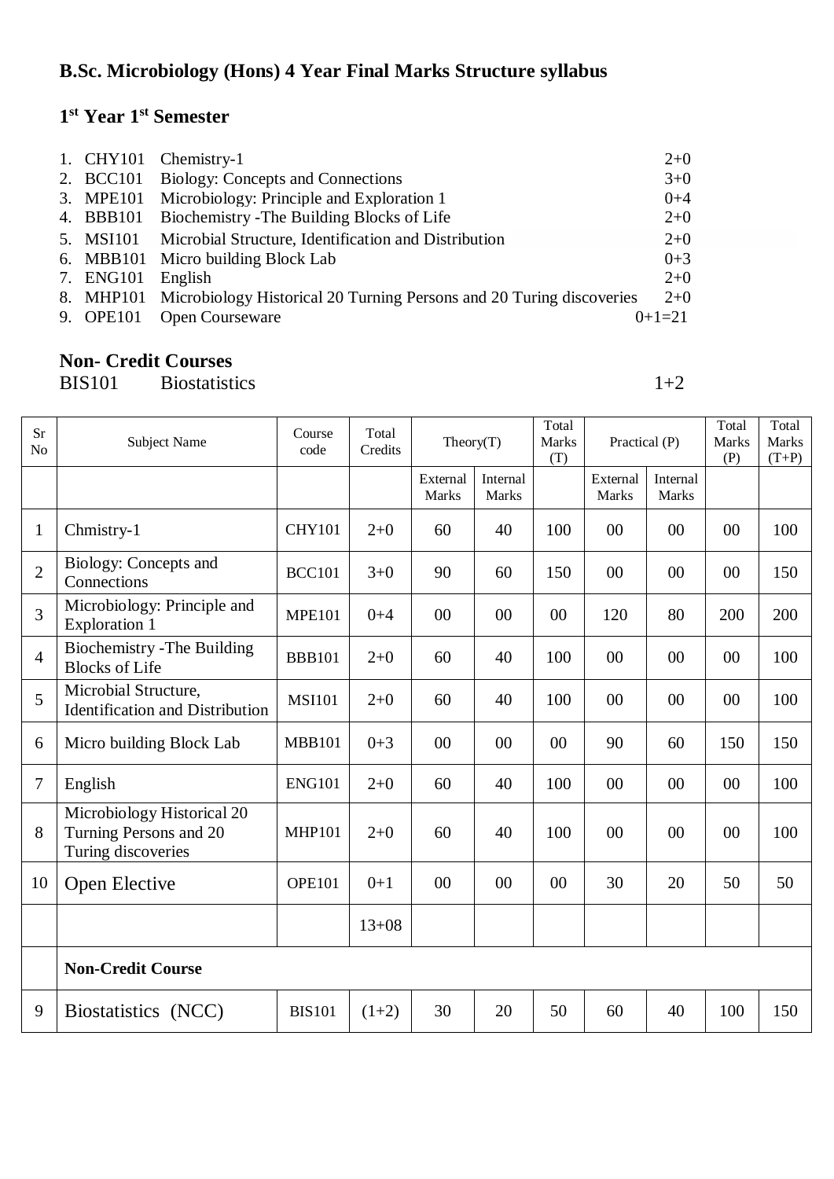# B.Sc. Microbiology (Hons) 4 Year Final Marks Structure syllabus

## 1st Year 1st Semester

1. CHY101 Chemistry-1 2+0
2. BCC101 Biology: Concepts and Connections 3+0
3. MPE101 Microbiology: Principle and Exploration 1 0+4
4. BBB101 Biochemistry -The Building Blocks of Life 2+0
5. MSI101 Microbial Structure, Identification and Distribution 2+0
6. MBB101 Micro building Block Lab 0+3
7. ENG101 English 2+0
8. MHP101 Microbiology Historical 20 Turning Persons and 20 Turing discoveries 2+0
9. OPE101 Open Courseware 0+1=21

**Non- Credit Courses**

BIS101 Biostatistics 1+2

| Sr No | Subject Name | Course code | Total Credits | Theory(T) | | Total Marks (T) | Practical (P) | | Total Marks (P) | Total Marks (T+P) |
|---|---|---|---|---|---|---|---|---|---|---|
| | | | | External Marks | Internal Marks | | External Marks | Internal Marks | | |
| 1 | Chmistry-1 | CHY101 | 2+0 | 60 | 40 | 100 | 00 | 00 | 00 | 100 |
| 2 | Biology: Concepts and Connections | BCC101 | 3+0 | 90 | 60 | 150 | 00 | 00 | 00 | 150 |
| 3 | Microbiology: Principle and Exploration 1 | MPE101 | 0+4 | 00 | 00 | 00 | 120 | 80 | 200 | 200 |
| 4 | Biochemistry -The Building Blocks of Life | BBB101 | 2+0 | 60 | 40 | 100 | 00 | 00 | 00 | 100 |
| 5 | Microbial Structure, Identification and Distribution | MSI101 | 2+0 | 60 | 40 | 100 | 00 | 00 | 00 | 100 |
| 6 | Micro building Block Lab | MBB101 | 0+3 | 00 | 00 | 00 | 90 | 60 | 150 | 150 |
| 7 | English | ENG101 | 2+0 | 60 | 40 | 100 | 00 | 00 | 00 | 100 |
| 8 | Microbiology Historical 20 Turning Persons and 20 Turing discoveries | MHP101 | 2+0 | 60 | 40 | 100 | 00 | 00 | 00 | 100 |
| 10 | Open Elective | OPE101 | 0+1 | 00 | 00 | 00 | 30 | 20 | 50 | 50 |
| | | | 13+08 | | | | | | | |
| | **Non-Credit Course** | | | | | | | | | |
| 9 | Biostatistics (NCC) | BIS101 | (1+2) | 30 | 20 | 50 | 60 | 40 | 100 | 150 |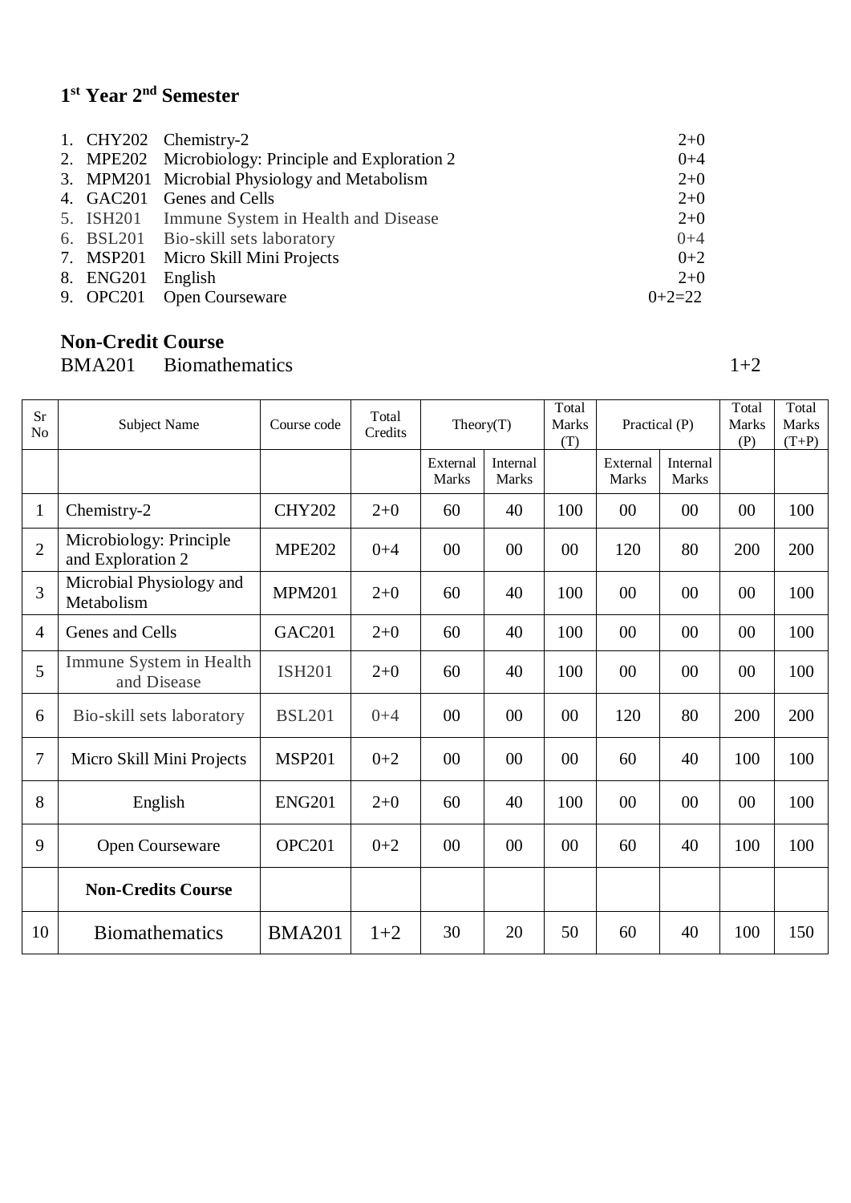## 1st Year 2nd Semester

1. CHY202 Chemistry-2 2+0
2. MPE202 Microbiology: Principle and Exploration 2 0+4
3. MPM201 Microbial Physiology and Metabolism 2+0
4. GAC201 Genes and Cells 2+0
5. ISH201 Immune System in Health and Disease 2+0
6. BSL201 Bio-skill sets laboratory 0+4
7. MSP201 Micro Skill Mini Projects 0+2
8. ENG201 English 2+0
9. OPC201 Open Courseware 0+2=22

### Non-Credit Course

BMA201 Biomathematics 1+2

| Sr No | Subject Name | Course code | Total Credits | Theory(T) | | Total Marks (T) | Practical (P) | | Total Marks (P) | Total Marks (T+P) |
|---|---|---|---|---|---|---|---|---|---|---|
| | | | | External Marks | Internal Marks | | External Marks | Internal Marks | | |
| 1 | Chemistry-2 | CHY202 | 2+0 | 60 | 40 | 100 | 00 | 00 | 00 | 100 |
| 2 | Microbiology: Principle and Exploration 2 | MPE202 | 0+4 | 00 | 00 | 00 | 120 | 80 | 200 | 200 |
| 3 | Microbial Physiology and Metabolism | MPM201 | 2+0 | 60 | 40 | 100 | 00 | 00 | 00 | 100 |
| 4 | Genes and Cells | GAC201 | 2+0 | 60 | 40 | 100 | 00 | 00 | 00 | 100 |
| 5 | Immune System in Health and Disease | ISH201 | 2+0 | 60 | 40 | 100 | 00 | 00 | 00 | 100 |
| 6 | Bio-skill sets laboratory | BSL201 | 0+4 | 00 | 00 | 00 | 120 | 80 | 200 | 200 |
| 7 | Micro Skill Mini Projects | MSP201 | 0+2 | 00 | 00 | 00 | 60 | 40 | 100 | 100 |
| 8 | English | ENG201 | 2+0 | 60 | 40 | 100 | 00 | 00 | 00 | 100 |
| 9 | Open Courseware | OPC201 | 0+2 | 00 | 00 | 00 | 60 | 40 | 100 | 100 |
| | **Non-Credits Course** | | | | | | | | | |
| 10 | Biomathematics | BMA201 | 1+2 | 30 | 20 | 50 | 60 | 40 | 100 | 150 |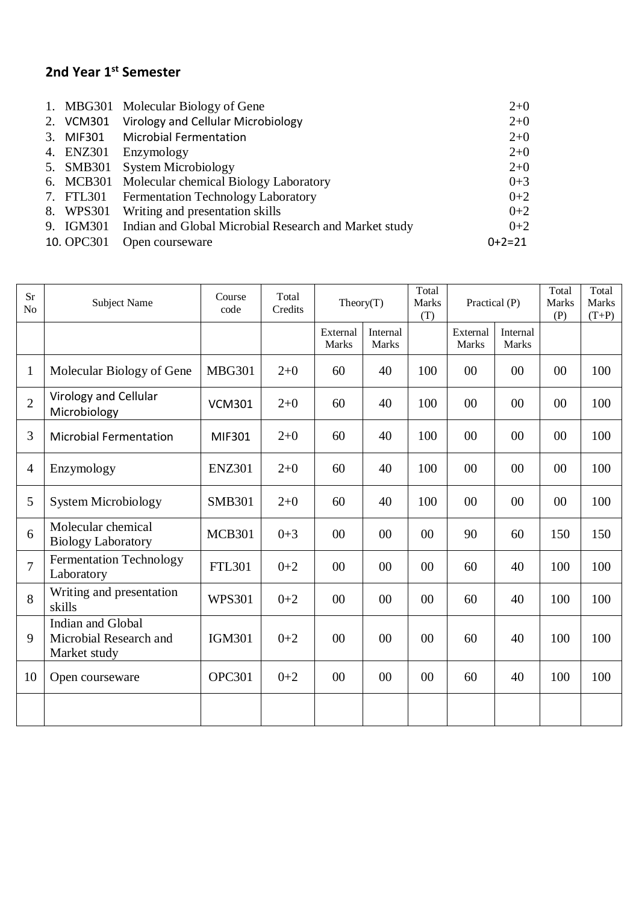## 2nd Year 1st Semester

1. MBG301 Molecular Biology of Gene 2+0
2. VCM301 Virology and Cellular Microbiology 2+0
3. MIF301 Microbial Fermentation 2+0
4. ENZ301 Enzymology 2+0
5. SMB301 System Microbiology 2+0
6. MCB301 Molecular chemical Biology Laboratory 0+3
7. FTL301 Fermentation Technology Laboratory 0+2
8. WPS301 Writing and presentation skills 0+2
9. IGM301 Indian and Global Microbial Research and Market study 0+2
10. OPC301 Open courseware 0+2=21

| Sr No | Subject Name | Course code | Total Credits | Theory(T) | | Total Marks (T) | Practical (P) | | Total Marks (P) | Total Marks (T+P) |
|---|---|---|---|---|---|---|---|---|---|---|
| | | | | External Marks | Internal Marks | | External Marks | Internal Marks | | |
| 1 | Molecular Biology of Gene | MBG301 | 2+0 | 60 | 40 | 100 | 00 | 00 | 00 | 100 |
| 2 | Virology and Cellular Microbiology | VCM301 | 2+0 | 60 | 40 | 100 | 00 | 00 | 00 | 100 |
| 3 | Microbial Fermentation | MIF301 | 2+0 | 60 | 40 | 100 | 00 | 00 | 00 | 100 |
| 4 | Enzymology | ENZ301 | 2+0 | 60 | 40 | 100 | 00 | 00 | 00 | 100 |
| 5 | System Microbiology | SMB301 | 2+0 | 60 | 40 | 100 | 00 | 00 | 00 | 100 |
| 6 | Molecular chemical Biology Laboratory | MCB301 | 0+3 | 00 | 00 | 00 | 90 | 60 | 150 | 150 |
| 7 | Fermentation Technology Laboratory | FTL301 | 0+2 | 00 | 00 | 00 | 60 | 40 | 100 | 100 |
| 8 | Writing and presentation skills | WPS301 | 0+2 | 00 | 00 | 00 | 60 | 40 | 100 | 100 |
| 9 | Indian and Global Microbial Research and Market study | IGM301 | 0+2 | 00 | 00 | 00 | 60 | 40 | 100 | 100 |
| 10 | Open courseware | OPC301 | 0+2 | 00 | 00 | 00 | 60 | 40 | 100 | 100 |
| | | | | | | | | | | |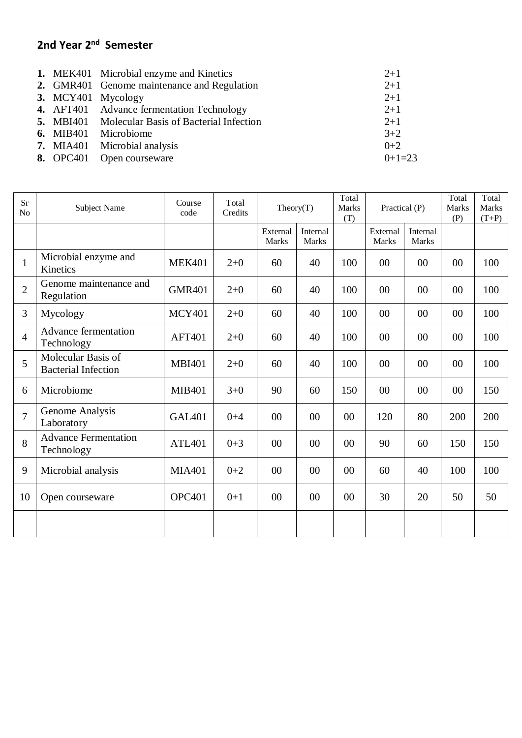## 2nd Year 2nd Semester

1. MEK401 Microbial enzyme and Kinetics 2+1
2. GMR401 Genome maintenance and Regulation 2+1
3. MCY401 Mycology 2+1
4. AFT401 Advance fermentation Technology 2+1
5. MBI401 Molecular Basis of Bacterial Infection 2+1
6. MIB401 Microbiome 3+2
7. MIA401 Microbial analysis 0+2
8. OPC401 Open courseware 0+1=23

| Sr No | Subject Name | Course code | Total Credits | Theory(T) | | Total Marks (T) | Practical (P) | | Total Marks (P) | Total Marks (T+P) |
|---|---|---|---|---|---|---|---|---|---|---|
| | | | | External Marks | Internal Marks | | External Marks | Internal Marks | | |
| 1 | Microbial enzyme and Kinetics | MEK401 | 2+0 | 60 | 40 | 100 | 00 | 00 | 00 | 100 |
| 2 | Genome maintenance and Regulation | GMR401 | 2+0 | 60 | 40 | 100 | 00 | 00 | 00 | 100 |
| 3 | Mycology | MCY401 | 2+0 | 60 | 40 | 100 | 00 | 00 | 00 | 100 |
| 4 | Advance fermentation Technology | AFT401 | 2+0 | 60 | 40 | 100 | 00 | 00 | 00 | 100 |
| 5 | Molecular Basis of Bacterial Infection | MBI401 | 2+0 | 60 | 40 | 100 | 00 | 00 | 00 | 100 |
| 6 | Microbiome | MIB401 | 3+0 | 90 | 60 | 150 | 00 | 00 | 00 | 150 |
| 7 | Genome Analysis Laboratory | GAL401 | 0+4 | 00 | 00 | 00 | 120 | 80 | 200 | 200 |
| 8 | Advance Fermentation Technology | ATL401 | 0+3 | 00 | 00 | 00 | 90 | 60 | 150 | 150 |
| 9 | Microbial analysis | MIA401 | 0+2 | 00 | 00 | 00 | 60 | 40 | 100 | 100 |
| 10 | Open courseware | OPC401 | 0+1 | 00 | 00 | 00 | 30 | 20 | 50 | 50 |
| | | | | | | | | | | |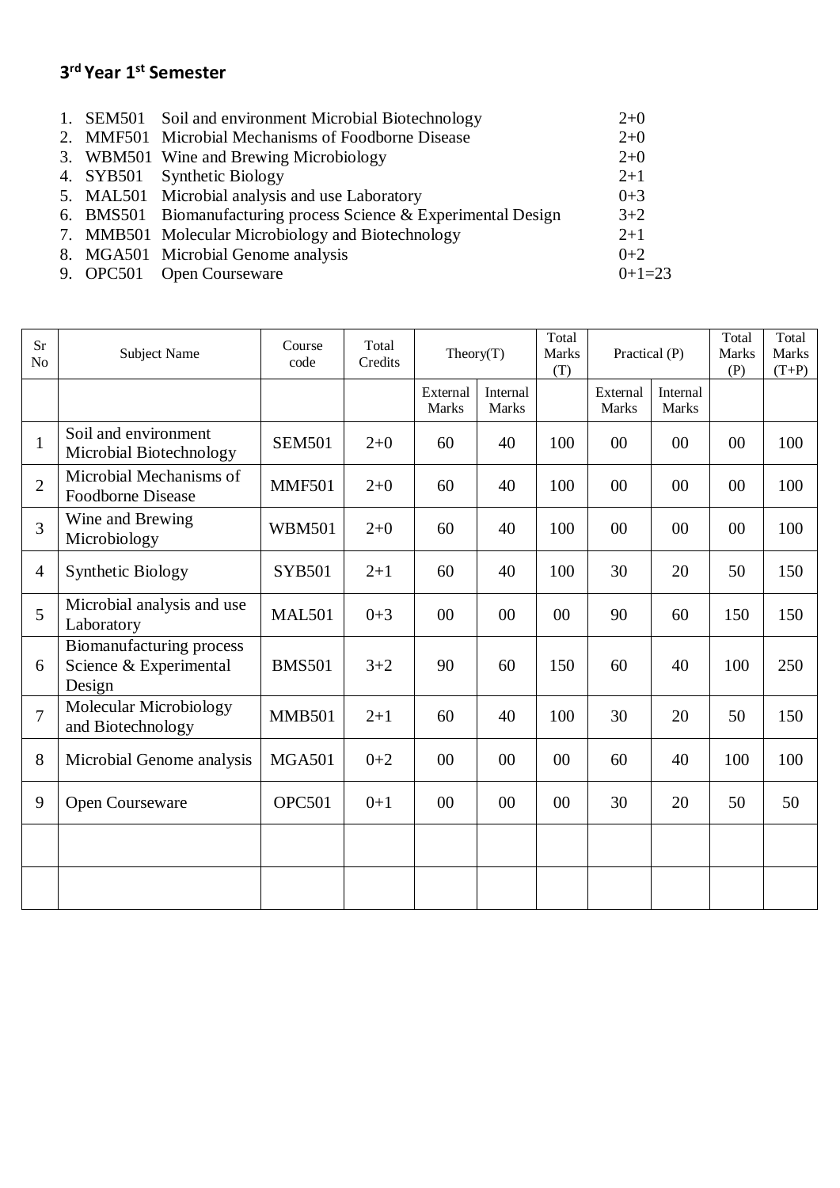### 3rd Year 1st Semester

1. SEM501 Soil and environment Microbial Biotechnology 2+0
2. MMF501 Microbial Mechanisms of Foodborne Disease 2+0
3. WBM501 Wine and Brewing Microbiology 2+0
4. SYB501 Synthetic Biology 2+1
5. MAL501 Microbial analysis and use Laboratory 0+3
6. BMS501 Biomanufacturing process Science & Experimental Design 3+2
7. MMB501 Molecular Microbiology and Biotechnology 2+1
8. MGA501 Microbial Genome analysis 0+2
9. OPC501 Open Courseware 0+1=23

| Sr No | Subject Name | Course code | Total Credits | Theory(T) | | Total Marks (T) | Practical (P) | | Total Marks (P) | Total Marks (T+P) |
|---|---|---|---|---|---|---|---|---|---|---|
| | | | | External Marks | Internal Marks | | External Marks | Internal Marks | | |
| 1 | Soil and environment Microbial Biotechnology | SEM501 | 2+0 | 60 | 40 | 100 | 00 | 00 | 00 | 100 |
| 2 | Microbial Mechanisms of Foodborne Disease | MMF501 | 2+0 | 60 | 40 | 100 | 00 | 00 | 00 | 100 |
| 3 | Wine and Brewing Microbiology | WBM501 | 2+0 | 60 | 40 | 100 | 00 | 00 | 00 | 100 |
| 4 | Synthetic Biology | SYB501 | 2+1 | 60 | 40 | 100 | 30 | 20 | 50 | 150 |
| 5 | Microbial analysis and use Laboratory | MAL501 | 0+3 | 00 | 00 | 00 | 90 | 60 | 150 | 150 |
| 6 | Biomanufacturing process Science & Experimental Design | BMS501 | 3+2 | 90 | 60 | 150 | 60 | 40 | 100 | 250 |
| 7 | Molecular Microbiology and Biotechnology | MMB501 | 2+1 | 60 | 40 | 100 | 30 | 20 | 50 | 150 |
| 8 | Microbial Genome analysis | MGA501 | 0+2 | 00 | 00 | 00 | 60 | 40 | 100 | 100 |
| 9 | Open Courseware | OPC501 | 0+1 | 00 | 00 | 00 | 30 | 20 | 50 | 50 |
| | | | | | | | | | | |
| | | | | | | | | | | |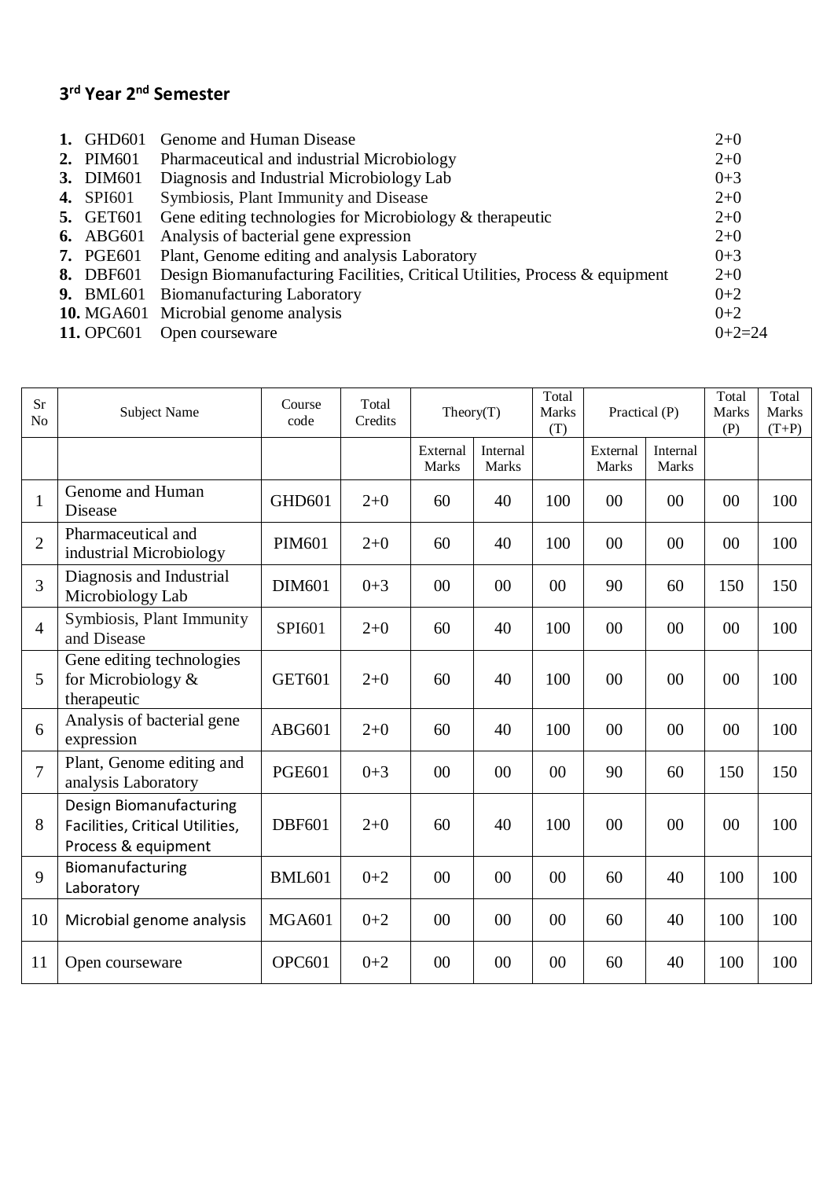### 3rd Year 2nd Semester

| | | | |
|---|---|---|---|
| **1.** | GHD601 | Genome and Human Disease | 2+0 |
| **2.** | PIM601 | Pharmaceutical and industrial Microbiology | 2+0 |
| **3.** | DIM601 | Diagnosis and Industrial Microbiology Lab | 0+3 |
| **4.** | SPI601 | Symbiosis, Plant Immunity and Disease | 2+0 |
| **5.** | GET601 | Gene editing technologies for Microbiology & therapeutic | 2+0 |
| **6.** | ABG601 | Analysis of bacterial gene expression | 2+0 |
| **7.** | PGE601 | Plant, Genome editing and analysis Laboratory | 0+3 |
| **8.** | DBF601 | Design Biomanufacturing Facilities, Critical Utilities, Process & equipment | 2+0 |
| **9.** | BML601 | Biomanufacturing Laboratory | 0+2 |
| **10.** | MGA601 | Microbial genome analysis | 0+2 |
| **11.** | OPC601 | Open courseware | 0+2=24 |

| Sr No | Subject Name | Course code | Total Credits | Theory(T) | | Total Marks (T) | Practical (P) | | Total Marks (P) | Total Marks (T+P) |
|---|---|---|---|---|---|---|---|---|---|---|
| | | | | External Marks | Internal Marks | | External Marks | Internal Marks | | |
| 1 | Genome and Human Disease | GHD601 | 2+0 | 60 | 40 | 100 | 00 | 00 | 00 | 100 |
| 2 | Pharmaceutical and industrial Microbiology | PIM601 | 2+0 | 60 | 40 | 100 | 00 | 00 | 00 | 100 |
| 3 | Diagnosis and Industrial Microbiology Lab | DIM601 | 0+3 | 00 | 00 | 00 | 90 | 60 | 150 | 150 |
| 4 | Symbiosis, Plant Immunity and Disease | SPI601 | 2+0 | 60 | 40 | 100 | 00 | 00 | 00 | 100 |
| 5 | Gene editing technologies for Microbiology & therapeutic | GET601 | 2+0 | 60 | 40 | 100 | 00 | 00 | 00 | 100 |
| 6 | Analysis of bacterial gene expression | ABG601 | 2+0 | 60 | 40 | 100 | 00 | 00 | 00 | 100 |
| 7 | Plant, Genome editing and analysis Laboratory | PGE601 | 0+3 | 00 | 00 | 00 | 90 | 60 | 150 | 150 |
| 8 | Design Biomanufacturing Facilities, Critical Utilities, Process & equipment | DBF601 | 2+0 | 60 | 40 | 100 | 00 | 00 | 00 | 100 |
| 9 | Biomanufacturing Laboratory | BML601 | 0+2 | 00 | 00 | 00 | 60 | 40 | 100 | 100 |
| 10 | Microbial genome analysis | MGA601 | 0+2 | 00 | 00 | 00 | 60 | 40 | 100 | 100 |
| 11 | Open courseware | OPC601 | 0+2 | 00 | 00 | 00 | 60 | 40 | 100 | 100 |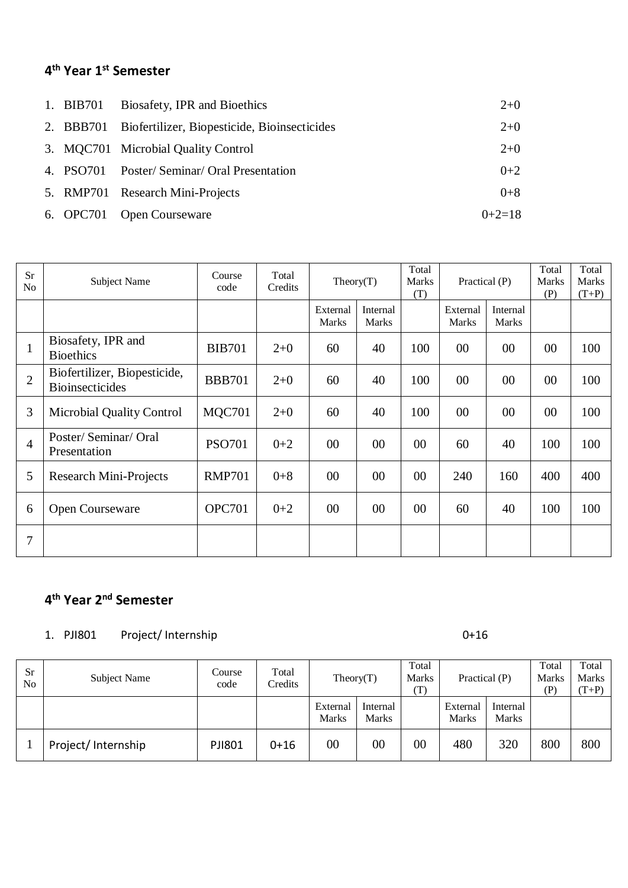## 4th Year 1st Semester

1. BIB701 Biosafety, IPR and Bioethics 2+0
2. BBB701 Biofertilizer, Biopesticide, Bioinsecticides 2+0
3. MQC701 Microbial Quality Control 2+0
4. PSO701 Poster/ Seminar/ Oral Presentation 0+2
5. RMP701 Research Mini-Projects 0+8
6. OPC701 Open Courseware 0+2=18

| Sr No | Subject Name | Course code | Total Credits | Theory(T) | | Total Marks (T) | Practical (P) | | Total Marks (P) | Total Marks (T+P) |
|---|---|---|---|---|---|---|---|---|---|---|
| | | | | External Marks | Internal Marks | | External Marks | Internal Marks | | |
| 1 | Biosafety, IPR and Bioethics | BIB701 | 2+0 | 60 | 40 | 100 | 00 | 00 | 00 | 100 |
| 2 | Biofertilizer, Biopesticide, Bioinsecticides | BBB701 | 2+0 | 60 | 40 | 100 | 00 | 00 | 00 | 100 |
| 3 | Microbial Quality Control | MQC701 | 2+0 | 60 | 40 | 100 | 00 | 00 | 00 | 100 |
| 4 | Poster/ Seminar/ Oral Presentation | PSO701 | 0+2 | 00 | 00 | 00 | 60 | 40 | 100 | 100 |
| 5 | Research Mini-Projects | RMP701 | 0+8 | 00 | 00 | 00 | 240 | 160 | 400 | 400 |
| 6 | Open Courseware | OPC701 | 0+2 | 00 | 00 | 00 | 60 | 40 | 100 | 100 |
| 7 | | | | | | | | | | |

## 4th Year 2nd Semester

1. PJI801 Project/ Internship 0+16

| Sr No | Subject Name | Course code | Total Credits | Theory(T) | | Total Marks (T) | Practical (P) | | Total Marks (P) | Total Marks (T+P) |
|---|---|---|---|---|---|---|---|---|---|---|
| | | | | External Marks | Internal Marks | | External Marks | Internal Marks | | |
| 1 | Project/ Internship | PJI801 | 0+16 | 00 | 00 | 00 | 480 | 320 | 800 | 800 |